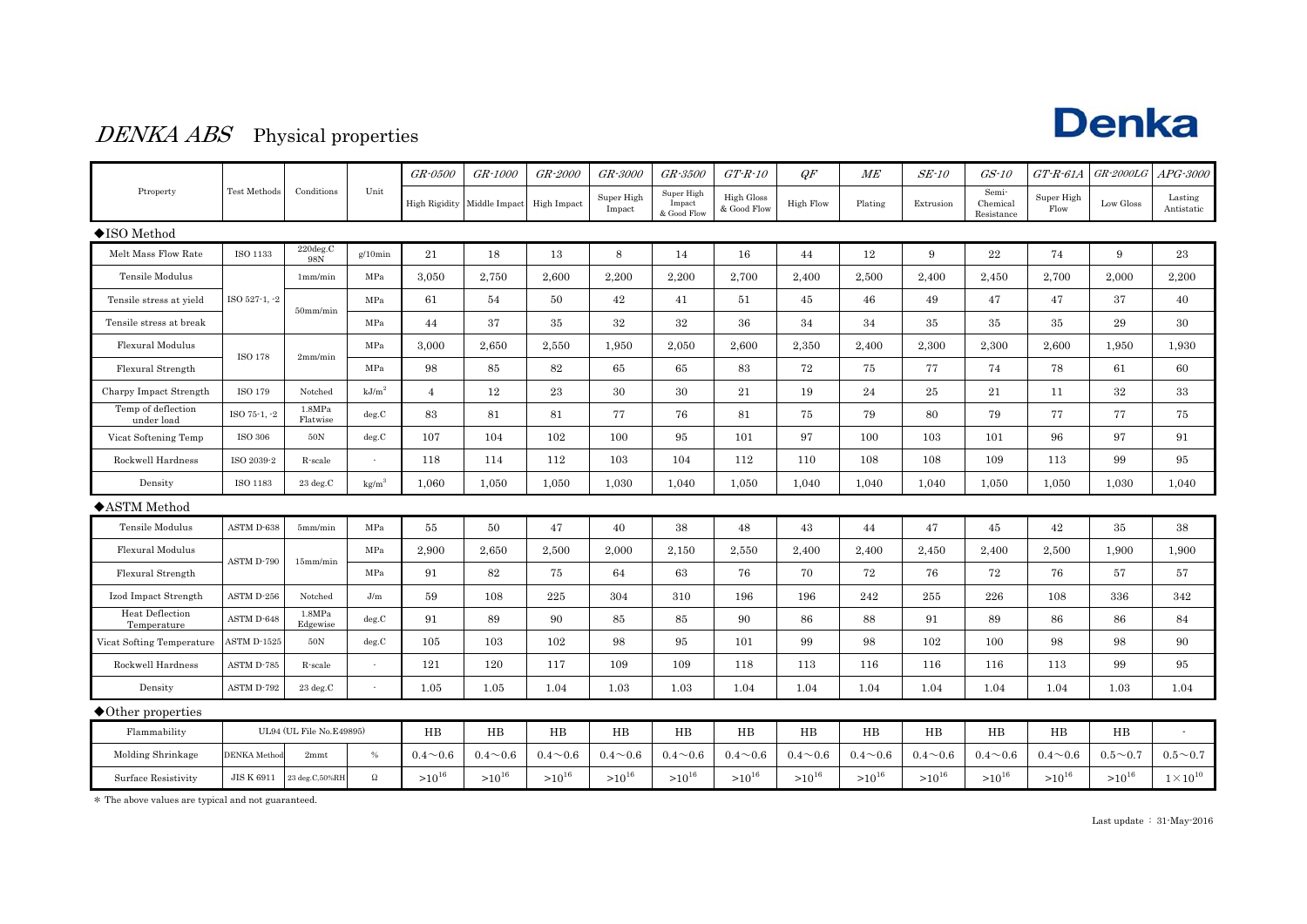# *DENKA ABS* Physical properties

Denka

| Ptroperty | Test Methods | Conditions | Unit | *GR-0500* | *GR-1000* | *GR-2000* | *GR-3000* | *GR-3500* | *GT-R-10* | *QF* | *ME* | *SE-10* | *GS-10* | *GT-R-61A* | *GR-2000LG* | *APG-3000* |
|---|---|---|---|---|---|---|---|---|---|---|---|---|---|---|---|---|
| | | | | High Rigidity | Middle Impact | High Impact | Super High Impact | Super High Impact & Good Flow | High Gloss & Good Flow | High Flow | Plating | Extrusion | Semi-Chemical Resistance | Super High Flow | Low Gloss | Lasting Antistatic |
| **◆ISO Method** | | | | | | | | | | | | | | | | |
| Melt Mass Flow Rate | ISO 1133 | 220deg.C 98N | g/10min | 21 | 18 | 13 | 8 | 14 | 16 | 44 | 12 | 9 | 22 | 74 | 9 | 23 |
| Tensile Modulus | ISO 527-1, -2 | 1mm/min | MPa | 3,050 | 2,750 | 2,600 | 2,200 | 2,200 | 2,700 | 2,400 | 2,500 | 2,400 | 2,450 | 2,700 | 2,000 | 2,200 |
| Tensile stress at yield | | 50mm/min | MPa | 61 | 54 | 50 | 42 | 41 | 51 | 45 | 46 | 49 | 47 | 47 | 37 | 40 |
| Tensile stress at break | | | MPa | 44 | 37 | 35 | 32 | 32 | 36 | 34 | 34 | 35 | 35 | 35 | 29 | 30 |
| Flexural Modulus | ISO 178 | 2mm/min | MPa | 3,000 | 2,650 | 2,550 | 1,950 | 2,050 | 2,600 | 2,350 | 2,400 | 2,300 | 2,300 | 2,600 | 1,950 | 1,930 |
| Flexural Strength | | | MPa | 98 | 85 | 82 | 65 | 65 | 83 | 72 | 75 | 77 | 74 | 78 | 61 | 60 |
| Charpy Impact Strength | ISO 179 | Notched | $kJ/m^2$ | 4 | 12 | 23 | 30 | 30 | 21 | 19 | 24 | 25 | 21 | 11 | 32 | 33 |
| Temp of deflection under load | ISO 75-1, -2 | 1.8MPa Flatwise | deg.C | 83 | 81 | 81 | 77 | 76 | 81 | 75 | 79 | 80 | 79 | 77 | 77 | 75 |
| Vicat Softening Temp | ISO 306 | 50N | deg.C | 107 | 104 | 102 | 100 | 95 | 101 | 97 | 100 | 103 | 101 | 96 | 97 | 91 |
| Rockwell Hardness | ISO 2039-2 | R-scale | - | 118 | 114 | 112 | 103 | 104 | 112 | 110 | 108 | 108 | 109 | 113 | 99 | 95 |
| Density | ISO 1183 | 23 deg.C | $kg/m^3$ | 1,060 | 1,050 | 1,050 | 1,030 | 1,040 | 1,050 | 1,040 | 1,040 | 1,040 | 1,050 | 1,050 | 1,030 | 1,040 |
| **◆ASTM Method** | | | | | | | | | | | | | | | | |
| Tensile Modulus | ASTM D-638 | 5mm/min | MPa | 55 | 50 | 47 | 40 | 38 | 48 | 43 | 44 | 47 | 45 | 42 | 35 | 38 |
| Flexural Modulus | ASTM D-790 | 15mm/min | MPa | 2,900 | 2,650 | 2,500 | 2,000 | 2,150 | 2,550 | 2,400 | 2,400 | 2,450 | 2,400 | 2,500 | 1,900 | 1,900 |
| Flexural Strength | | | MPa | 91 | 82 | 75 | 64 | 63 | 76 | 70 | 72 | 76 | 72 | 76 | 57 | 57 |
| Izod Impact Strength | ASTM D-256 | Notched | J/m | 59 | 108 | 225 | 304 | 310 | 196 | 196 | 242 | 255 | 226 | 108 | 336 | 342 |
| Heat Deflection Temperature | ASTM D-648 | 1.8MPa Edgewise | deg.C | 91 | 89 | 90 | 85 | 85 | 90 | 86 | 88 | 91 | 89 | 86 | 86 | 84 |
| Vicat Softing Temperature | ASTM D-1525 | 50N | deg.C | 105 | 103 | 102 | 98 | 95 | 101 | 99 | 98 | 102 | 100 | 98 | 98 | 90 |
| Rockwell Hardness | ASTM D-785 | R-scale | - | 121 | 120 | 117 | 109 | 109 | 118 | 113 | 116 | 116 | 116 | 113 | 99 | 95 |
| Density | ASTM D-792 | 23 deg.C | - | 1.05 | 1.05 | 1.04 | 1.03 | 1.03 | 1.04 | 1.04 | 1.04 | 1.04 | 1.04 | 1.04 | 1.03 | 1.04 |
| **◆Other properties** | | | | | | | | | | | | | | | | |
| Flammability | UL94 (UL File No.E49895) | | | HB | HB | HB | HB | HB | HB | HB | HB | HB | HB | HB | HB | - |
| Molding Shrinkage | DENKA Method | 2mmt | % | 0.4～0.6 | 0.4～0.6 | 0.4～0.6 | 0.4～0.6 | 0.4～0.6 | 0.4～0.6 | 0.4～0.6 | 0.4～0.6 | 0.4～0.6 | 0.4～0.6 | 0.4～0.6 | 0.5～0.7 | 0.5～0.7 |
| Surface Resistivity | JIS K 6911 | 23 deg.C,50%RH | Ω | $>10^{16}$ | $>10^{16}$ | $>10^{16}$ | $>10^{16}$ | $>10^{16}$ | $>10^{16}$ | $>10^{16}$ | $>10^{16}$ | $>10^{16}$ | $>10^{16}$ | $>10^{16}$ | $>10^{16}$ | $1\times10^{10}$ |

* The above values are typical and not guaranteed.

Last update ： 31-May-2016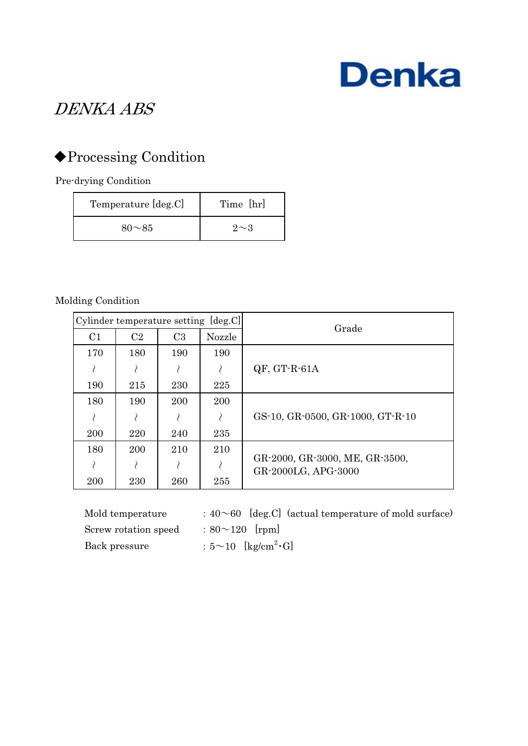Denka

*DENKA ABS*

## ◆Processing Condition

Pre-drying Condition

| Temperature [deg.C] | Time [hr] |
|---|---|
| 80～85 | 2～3 |

Molding Condition

| Cylinder temperature setting [deg.C] | | | | Grade |
|---|---|---|---|---|
| C1 | C2 | C3 | Nozzle | |
| 170 ～ 190 | 180 ～ 215 | 190 ～ 230 | 190 ～ 225 | QF, GT-R-61A |
| 180 ～ 200 | 190 ～ 220 | 200 ～ 240 | 200 ～ 235 | GS-10, GR-0500, GR-1000, GT-R-10 |
| 180 ～ 200 | 200 ～ 230 | 210 ～ 260 | 210 ～ 255 | GR-2000, GR-3000, ME, GR-3500, GR-2000LG, APG-3000 |

Mold temperature : 40～60 [deg.C] (actual temperature of mold surface)
Screw rotation speed : 80～120 [rpm]
Back pressure : 5～10 [kg/cm$^2$・G]